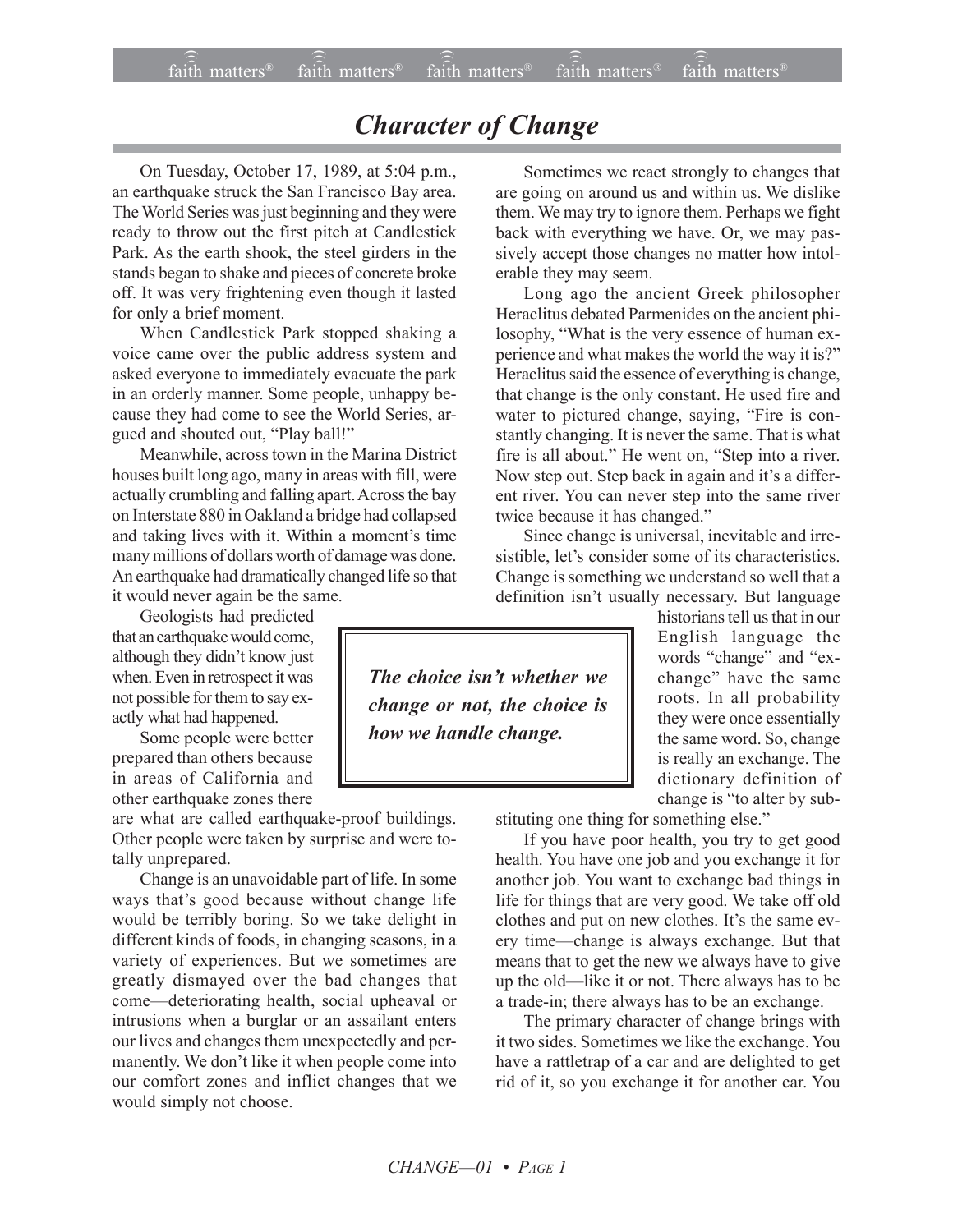# *Character of Change*

On Tuesday, October 17, 1989, at 5:04 p.m., an earthquake struck the San Francisco Bay area. The World Series was just beginning and they were ready to throw out the first pitch at Candlestick Park. As the earth shook, the steel girders in the stands began to shake and pieces of concrete broke off. It was very frightening even though it lasted for only a brief moment.

When Candlestick Park stopped shaking a voice came over the public address system and asked everyone to immediately evacuate the park in an orderly manner. Some people, unhappy because they had come to see the World Series, argued and shouted out, "Play ball!"

Meanwhile, across town in the Marina District houses built long ago, many in areas with fill, were actually crumbling and falling apart. Across the bay on Interstate 880 in Oakland a bridge had collapsed and taking lives with it. Within a moment's time many millions of dollars worth of damage was done. An earthquake had dramatically changed life so that it would never again be the same.

Geologists had predicted that an earthquake would come, although they didn't know just when. Even in retrospect it was not possible for them to say exactly what had happened.

Some people were better prepared than others because in areas of California and other earthquake zones there are what are called earthquake-proof buildings. Other people were taken by surprise and were totally unprepared.

Change is an unavoidable part of life. In some ways that's good because without change life would be terribly boring. So we take delight in different kinds of foods, in changing seasons, in a variety of experiences. But we sometimes are greatly dismayed over the bad changes that come—deteriorating health, social upheaval or intrusions when a burglar or an assailant enters our lives and changes them unexpectedly and permanently. We don't like it when people come into our comfort zones and inflict changes that we would simply not choose.

> ***The choice isn't whether we change or not, the choice is how we handle change.***

Sometimes we react strongly to changes that are going on around us and within us. We dislike them. We may try to ignore them. Perhaps we fight back with everything we have. Or, we may passively accept those changes no matter how intolerable they may seem.

Long ago the ancient Greek philosopher Heraclitus debated Parmenides on the ancient philosophy, "What is the very essence of human experience and what makes the world the way it is?" Heraclitus said the essence of everything is change, that change is the only constant. He used fire and water to pictured change, saying, "Fire is constantly changing. It is never the same. That is what fire is all about." He went on, "Step into a river. Now step out. Step back in again and it's a different river. You can never step into the same river twice because it has changed."

Since change is universal, inevitable and irresistible, let's consider some of its characteristics. Change is something we understand so well that a definition isn't usually necessary. But language historians tell us that in our English language the words "change" and "exchange" have the same roots. In all probability they were once essentially the same word. So, change is really an exchange. The dictionary definition of change is "to alter by substituting one thing for something else."

If you have poor health, you try to get good health. You have one job and you exchange it for another job. You want to exchange bad things in life for things that are very good. We take off old clothes and put on new clothes. It's the same every time—change is always exchange. But that means that to get the new we always have to give up the old—like it or not. There always has to be a trade-in; there always has to be an exchange.

The primary character of change brings with it two sides. Sometimes we like the exchange. You have a rattletrap of a car and are delighted to get rid of it, so you exchange it for another car. You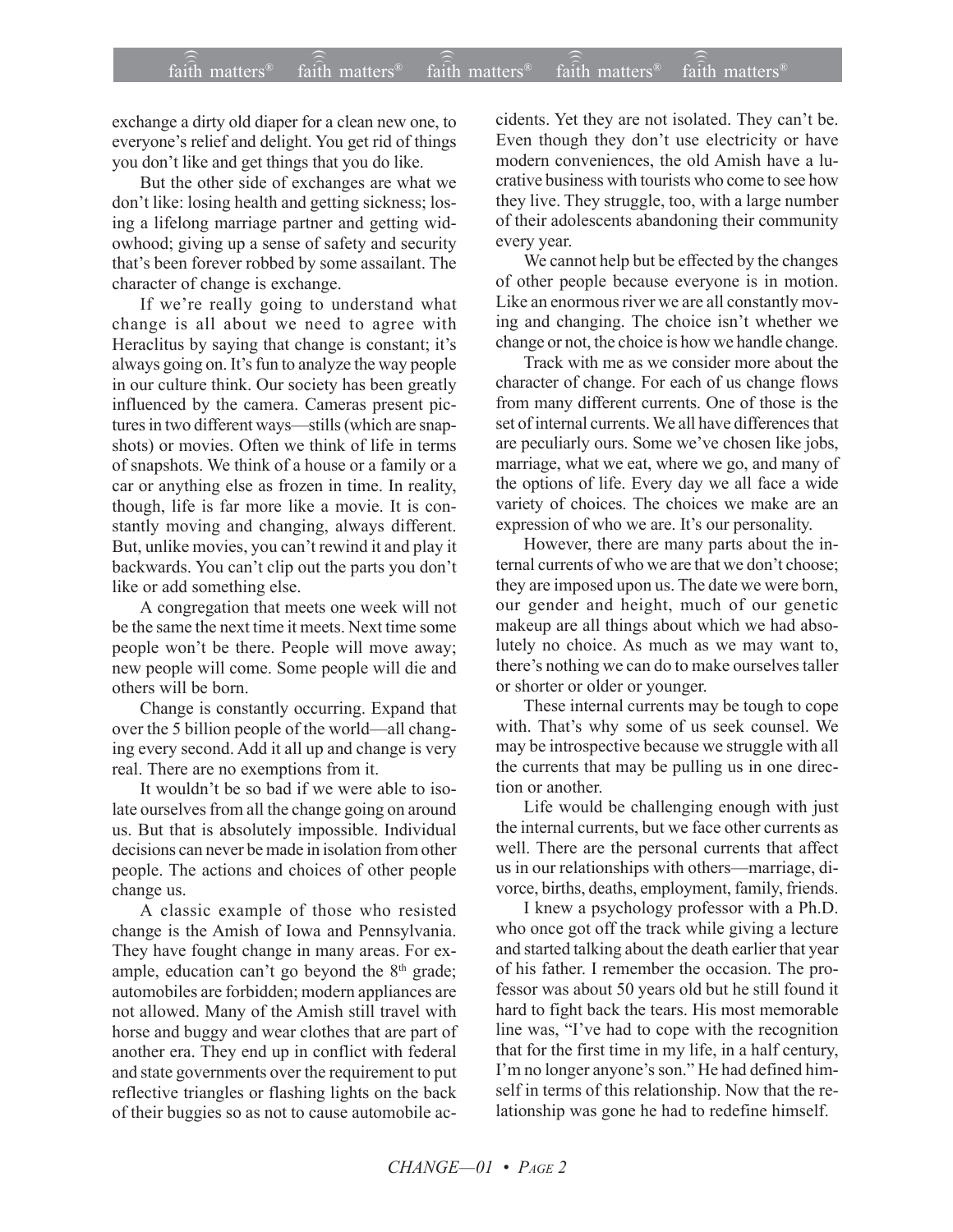exchange a dirty old diaper for a clean new one, to everyone's relief and delight. You get rid of things you don't like and get things that you do like.

But the other side of exchanges are what we don't like: losing health and getting sickness; losing a lifelong marriage partner and getting widowhood; giving up a sense of safety and security that's been forever robbed by some assailant. The character of change is exchange.

If we're really going to understand what change is all about we need to agree with Heraclitus by saying that change is constant; it's always going on. It's fun to analyze the way people in our culture think. Our society has been greatly influenced by the camera. Cameras present pictures in two different ways—stills (which are snapshots) or movies. Often we think of life in terms of snapshots. We think of a house or a family or a car or anything else as frozen in time. In reality, though, life is far more like a movie. It is constantly moving and changing, always different. But, unlike movies, you can't rewind it and play it backwards. You can't clip out the parts you don't like or add something else.

A congregation that meets one week will not be the same the next time it meets. Next time some people won't be there. People will move away; new people will come. Some people will die and others will be born.

Change is constantly occurring. Expand that over the 5 billion people of the world—all changing every second. Add it all up and change is very real. There are no exemptions from it.

It wouldn't be so bad if we were able to isolate ourselves from all the change going on around us. But that is absolutely impossible. Individual decisions can never be made in isolation from other people. The actions and choices of other people change us.

A classic example of those who resisted change is the Amish of Iowa and Pennsylvania. They have fought change in many areas. For example, education can't go beyond the 8th grade; automobiles are forbidden; modern appliances are not allowed. Many of the Amish still travel with horse and buggy and wear clothes that are part of another era. They end up in conflict with federal and state governments over the requirement to put reflective triangles or flashing lights on the back of their buggies so as not to cause automobile accidents. Yet they are not isolated. They can't be. Even though they don't use electricity or have modern conveniences, the old Amish have a lucrative business with tourists who come to see how they live. They struggle, too, with a large number of their adolescents abandoning their community every year.

We cannot help but be effected by the changes of other people because everyone is in motion. Like an enormous river we are all constantly moving and changing. The choice isn't whether we change or not, the choice is how we handle change.

Track with me as we consider more about the character of change. For each of us change flows from many different currents. One of those is the set of internal currents. We all have differences that are peculiarly ours. Some we've chosen like jobs, marriage, what we eat, where we go, and many of the options of life. Every day we all face a wide variety of choices. The choices we make are an expression of who we are. It's our personality.

However, there are many parts about the internal currents of who we are that we don't choose; they are imposed upon us. The date we were born, our gender and height, much of our genetic makeup are all things about which we had absolutely no choice. As much as we may want to, there's nothing we can do to make ourselves taller or shorter or older or younger.

These internal currents may be tough to cope with. That's why some of us seek counsel. We may be introspective because we struggle with all the currents that may be pulling us in one direction or another.

Life would be challenging enough with just the internal currents, but we face other currents as well. There are the personal currents that affect us in our relationships with others—marriage, divorce, births, deaths, employment, family, friends.

I knew a psychology professor with a Ph.D. who once got off the track while giving a lecture and started talking about the death earlier that year of his father. I remember the occasion. The professor was about 50 years old but he still found it hard to fight back the tears. His most memorable line was, "I've had to cope with the recognition that for the first time in my life, in a half century, I'm no longer anyone's son." He had defined himself in terms of this relationship. Now that the relationship was gone he had to redefine himself.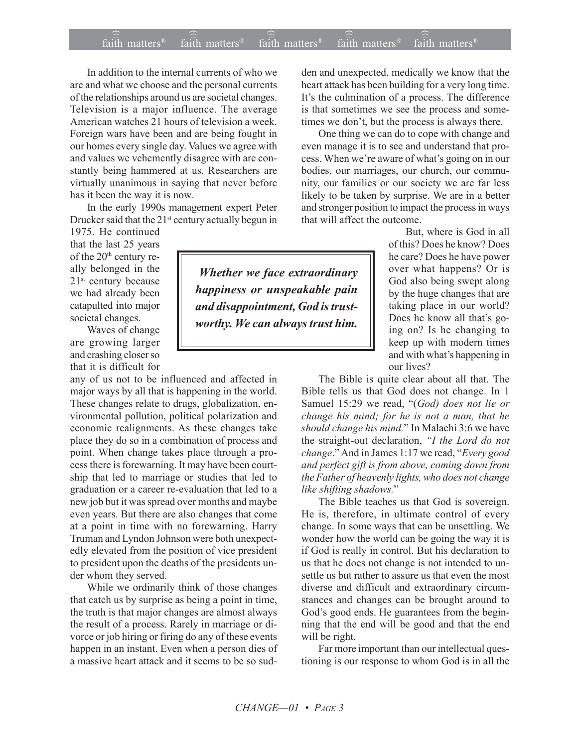In addition to the internal currents of who we are and what we choose and the personal currents of the relationships around us are societal changes. Television is a major influence. The average American watches 21 hours of television a week. Foreign wars have been and are being fought in our homes every single day. Values we agree with and values we vehemently disagree with are constantly being hammered at us. Researchers are virtually unanimous in saying that never before has it been the way it is now.

In the early 1990s management expert Peter Drucker said that the 21st century actually begun in 1975. He continued that the last 25 years of the 20th century really belonged in the 21st century because we had already been catapulted into major societal changes.

Waves of change are growing larger and crashing closer so that it is difficult for any of us not to be influenced and affected in major ways by all that is happening in the world. These changes relate to drugs, globalization, environmental pollution, political polarization and economic realignments. As these changes take place they do so in a combination of process and point. When change takes place through a process there is forewarning. It may have been courtship that led to marriage or studies that led to graduation or a career re-evaluation that led to a new job but it was spread over months and maybe even years. But there are also changes that come at a point in time with no forewarning. Harry Truman and Lyndon Johnson were both unexpectedly elevated from the position of vice president to president upon the deaths of the presidents under whom they served.

While we ordinarily think of those changes that catch us by surprise as being a point in time, the truth is that major changes are almost always the result of a process. Rarely in marriage or divorce or job hiring or firing do any of these events happen in an instant. Even when a person dies of a massive heart attack and it seems to be so sudden and unexpected, medically we know that the heart attack has been building for a very long time. It's the culmination of a process. The difference is that sometimes we see the process and sometimes we don't, but the process is always there.

One thing we can do to cope with change and even manage it is to see and understand that process. When we're aware of what's going on in our bodies, our marriages, our church, our community, our families or our society we are far less likely to be taken by surprise. We are in a better and stronger position to impact the process in ways that will affect the outcome.

> ***Whether we face extraordinary happiness or unspeakable pain and disappointment, God is trustworthy. We can always trust him.***

But, where is God in all of this? Does he know? Does he care? Does he have power over what happens? Or is God also being swept along by the huge changes that are taking place in our world? Does he know all that's going on? Is he changing to keep up with modern times and with what's happening in our lives?

The Bible is quite clear about all that. The Bible tells us that God does not change. In 1 Samuel 15:29 we read, "(*God) does not lie or change his mind; for he is not a man, that he should change his mind.*" In Malachi 3:6 we have the straight-out declaration, *"I the Lord do not change*." And in James 1:17 we read, "*Every good and perfect gift is from above, coming down from the Father of heavenly lights, who does not change like shifting shadows.*"

The Bible teaches us that God is sovereign. He is, therefore, in ultimate control of every change. In some ways that can be unsettling. We wonder how the world can be going the way it is if God is really in control. But his declaration to us that he does not change is not intended to unsettle us but rather to assure us that even the most diverse and difficult and extraordinary circumstances and changes can be brought around to God's good ends. He guarantees from the beginning that the end will be good and that the end will be right.

Far more important than our intellectual questioning is our response to whom God is in all the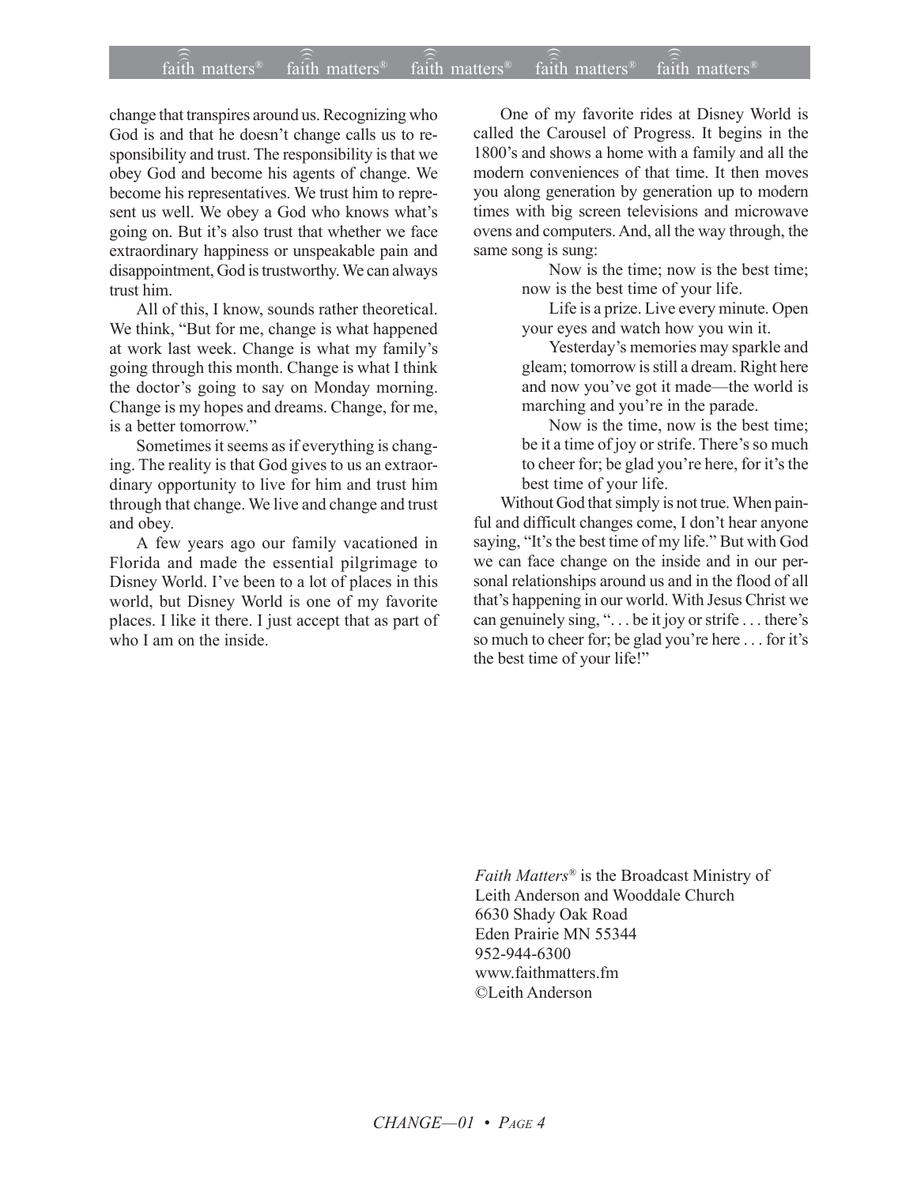change that transpires around us. Recognizing who God is and that he doesn't change calls us to responsibility and trust. The responsibility is that we obey God and become his agents of change. We become his representatives. We trust him to represent us well. We obey a God who knows what's going on. But it's also trust that whether we face extraordinary happiness or unspeakable pain and disappointment, God is trustworthy. We can always trust him.

All of this, I know, sounds rather theoretical. We think, "But for me, change is what happened at work last week. Change is what my family's going through this month. Change is what I think the doctor's going to say on Monday morning. Change is my hopes and dreams. Change, for me, is a better tomorrow."

Sometimes it seems as if everything is changing. The reality is that God gives to us an extraordinary opportunity to live for him and trust him through that change. We live and change and trust and obey.

A few years ago our family vacationed in Florida and made the essential pilgrimage to Disney World. I've been to a lot of places in this world, but Disney World is one of my favorite places. I like it there. I just accept that as part of who I am on the inside.

One of my favorite rides at Disney World is called the Carousel of Progress. It begins in the 1800's and shows a home with a family and all the modern conveniences of that time. It then moves you along generation by generation up to modern times with big screen televisions and microwave ovens and computers. And, all the way through, the same song is sung:

> Now is the time; now is the best time; now is the best time of your life.
>
> Life is a prize. Live every minute. Open your eyes and watch how you win it.
>
> Yesterday's memories may sparkle and gleam; tomorrow is still a dream. Right here and now you've got it made—the world is marching and you're in the parade.
>
> Now is the time, now is the best time; be it a time of joy or strife. There's so much to cheer for; be glad you're here, for it's the best time of your life.

Without God that simply is not true. When painful and difficult changes come, I don't hear anyone saying, "It's the best time of my life." But with God we can face change on the inside and in our personal relationships around us and in the flood of all that's happening in our world. With Jesus Christ we can genuinely sing, ". . . be it joy or strife . . . there's so much to cheer for; be glad you're here . . . for it's the best time of your life!"

*Faith Matters*® is the Broadcast Ministry of
Leith Anderson and Wooddale Church
6630 Shady Oak Road
Eden Prairie MN 55344
952-944-6300
www.faithmatters.fm
©Leith Anderson